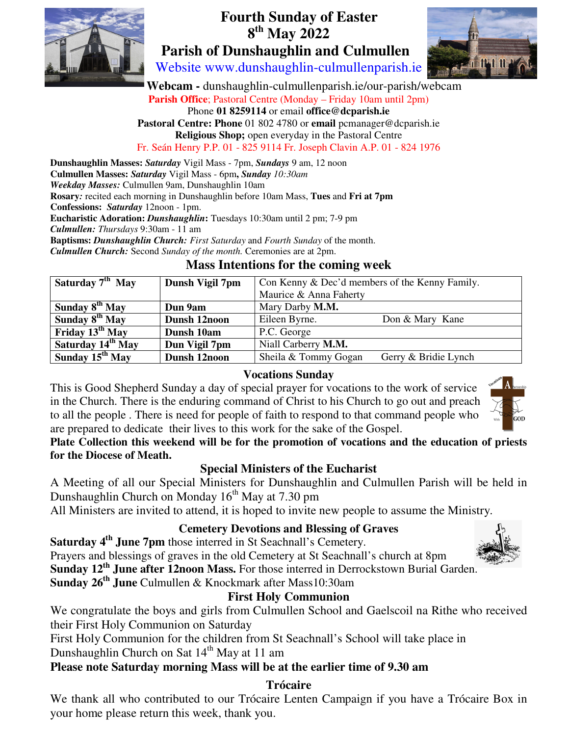# Fourth Sunday of Easter
## 8th May 2022
## Parish of Dunshaughlin and Culmullen

Website www.dunshaughlin-culmullenparish.ie

**Webcam -** dunshaughlin-culmullenparish.ie/our-parish/webcam

**Parish Office**; Pastoral Centre (Monday – Friday 10am until 2pm)

Phone **01 8259114** or email **office@dcparish.ie**

**Pastoral Centre: Phone** 01 802 4780 or **email** pcmanager@dcparish.ie

**Religious Shop;** open everyday in the Pastoral Centre

Fr. Seán Henry P.P. 01 - 825 9114 Fr. Joseph Clavin A.P. 01 - 824 1976

**Dunshaughlin Masses:** ***Saturday*** Vigil Mass - 7pm, ***Sundays*** 9 am, 12 noon
**Culmullen Masses:** ***Saturday*** Vigil Mass - 6pm**,** ***Sunday*** *10:30am*
***Weekday Masses:*** Culmullen 9am, Dunshaughlin 10am
**Rosary***:* recited each morning in Dunshaughlin before 10am Mass, **Tues** and **Fri at 7pm**
**Confessions:** ***Saturday*** 12noon - 1pm.
**Eucharistic Adoration:** ***Dunshaughlin*****:** Tuesdays 10:30am until 2 pm; 7-9 pm
***Culmullen:*** *Thursdays* 9:30am - 11 am
**Baptisms:** ***Dunshaughlin Church:*** *First Saturday* and *Fourth Sunday* of the month.
***Culmullen Church:*** Second *Sunday of the month.* Ceremonies are at 2pm.

## Mass Intentions for the coming week

| | | |
|---|---|---|
| **Saturday 7th May** | **Dunsh Vigil 7pm** | Con Kenny & Dec'd members of the Kenny Family. Maurice & Anna Faherty |
| **Sunday 8th May** | **Dun 9am** | Mary Darby **M.M.** |
| **Sunday 8th May** | **Dunsh 12noon** | Eileen Byrne. Don & Mary Kane |
| **Friday 13th May** | **Dunsh 10am** | P.C. George |
| **Saturday 14th May** | **Dun Vigil 7pm** | Niall Carberry **M.M.** |
| **Sunday 15th May** | **Dunsh 12noon** | Sheila & Tommy Gogan Gerry & Bridie Lynch |

### Vocations Sunday

This is Good Shepherd Sunday a day of special prayer for vocations to the work of service in the Church. There is the enduring command of Christ to his Church to go out and preach to all the people . There is need for people of faith to respond to that command people who are prepared to dedicate their lives to this work for the sake of the Gospel.

**Plate Collection this weekend will be for the promotion of vocations and the education of priests for the Diocese of Meath.**

### Special Ministers of the Eucharist

A Meeting of all our Special Ministers for Dunshaughlin and Culmullen Parish will be held in Dunshaughlin Church on Monday 16th May at 7.30 pm

All Ministers are invited to attend, it is hoped to invite new people to assume the Ministry.

### Cemetery Devotions and Blessing of Graves

**Saturday 4th June 7pm** those interred in St Seachnall's Cemetery.
Prayers and blessings of graves in the old Cemetery at St Seachnall's church at 8pm
**Sunday 12th June after 12noon Mass.** For those interred in Derrockstown Burial Garden.
**Sunday 26th June** Culmullen & Knockmark after Mass10:30am

### First Holy Communion

We congratulate the boys and girls from Culmullen School and Gaelscoil na Rithe who received their First Holy Communion on Saturday

First Holy Communion for the children from St Seachnall's School will take place in Dunshaughlin Church on Sat 14th May at 11 am

**Please note Saturday morning Mass will be at the earlier time of 9.30 am**

### Trócaire

We thank all who contributed to our Trócaire Lenten Campaign if you have a Trócaire Box in your home please return this week, thank you.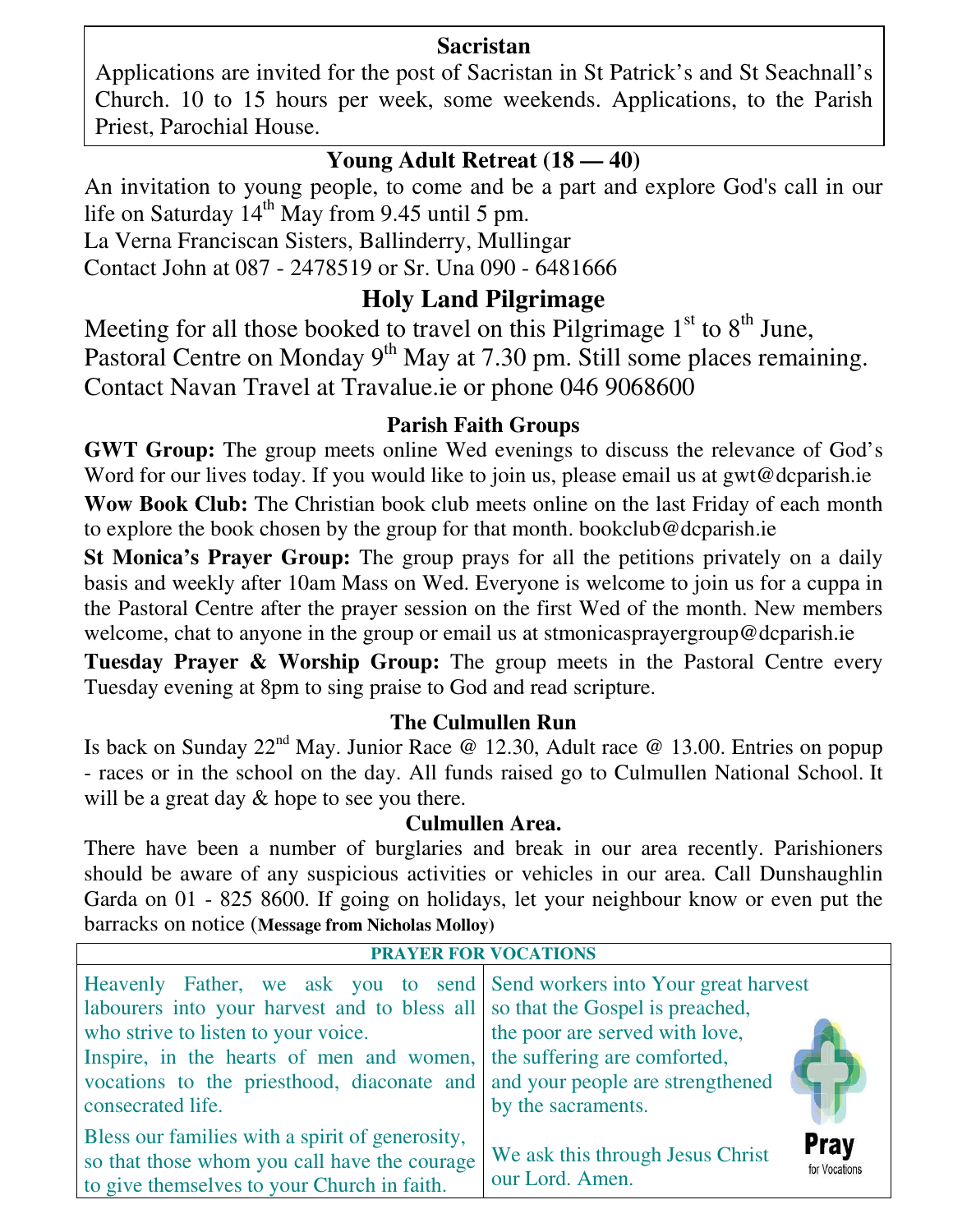## Sacristan

Applications are invited for the post of Sacristan in St Patrick's and St Seachnall's Church. 10 to 15 hours per week, some weekends. Applications, to the Parish Priest, Parochial House.

## Young Adult Retreat (18 — 40)

An invitation to young people, to come and be a part and explore God's call in our life on Saturday 14th May from 9.45 until 5 pm.

La Verna Franciscan Sisters, Ballinderry, Mullingar

Contact John at 087 - 2478519 or Sr. Una 090 - 6481666

## Holy Land Pilgrimage

Meeting for all those booked to travel on this Pilgrimage 1st to 8th June, Pastoral Centre on Monday 9th May at 7.30 pm. Still some places remaining. Contact Navan Travel at Travalue.ie or phone 046 9068600

## Parish Faith Groups

**GWT Group:** The group meets online Wed evenings to discuss the relevance of God's Word for our lives today. If you would like to join us, please email us at gwt@dcparish.ie

**Wow Book Club:** The Christian book club meets online on the last Friday of each month to explore the book chosen by the group for that month. bookclub@dcparish.ie

**St Monica's Prayer Group:** The group prays for all the petitions privately on a daily basis and weekly after 10am Mass on Wed. Everyone is welcome to join us for a cuppa in the Pastoral Centre after the prayer session on the first Wed of the month. New members welcome, chat to anyone in the group or email us at stmonicasprayergroup@dcparish.ie

**Tuesday Prayer & Worship Group:** The group meets in the Pastoral Centre every Tuesday evening at 8pm to sing praise to God and read scripture.

## The Culmullen Run

Is back on Sunday 22nd May. Junior Race @ 12.30, Adult race @ 13.00. Entries on popup - races or in the school on the day. All funds raised go to Culmullen National School. It will be a great day & hope to see you there.

## Culmullen Area.

There have been a number of burglaries and break in our area recently. Parishioners should be aware of any suspicious activities or vehicles in our area. Call Dunshaughlin Garda on 01 - 825 8600. If going on holidays, let your neighbour know or even put the barracks on notice (**Message from Nicholas Molloy**)

## PRAYER FOR VOCATIONS

Heavenly Father, we ask you to send labourers into your harvest and to bless all who strive to listen to your voice.
Inspire, in the hearts of men and women, vocations to the priesthood, diaconate and consecrated life.

Bless our families with a spirit of generosity, so that those whom you call have the courage to give themselves to your Church in faith.

Send workers into Your great harvest
so that the Gospel is preached,
the poor are served with love,
the suffering are comforted,
and your people are strengthened
by the sacraments.

We ask this through Jesus Christ
our Lord. Amen.

Pray
for Vocations